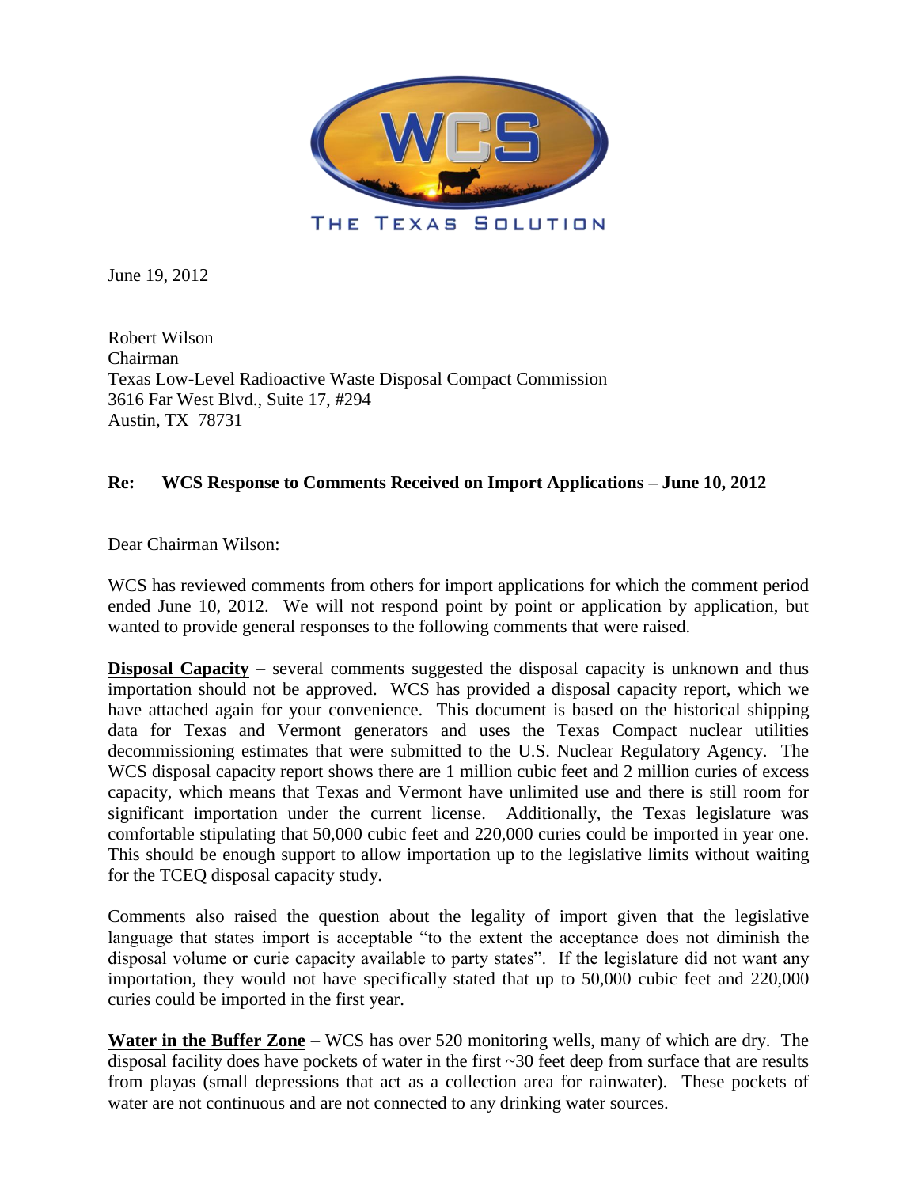THE TEXAS SOLUTION

June 19, 2012

Robert Wilson  
Chairman  
Texas Low-Level Radioactive Waste Disposal Compact Commission  
3616 Far West Blvd., Suite 17, #294  
Austin, TX 78731

**Re: WCS Response to Comments Received on Import Applications – June 10, 2012**

Dear Chairman Wilson:

WCS has reviewed comments from others for import applications for which the comment period ended June 10, 2012. We will not respond point by point or application by application, but wanted to provide general responses to the following comments that were raised.

**Disposal Capacity** – several comments suggested the disposal capacity is unknown and thus importation should not be approved. WCS has provided a disposal capacity report, which we have attached again for your convenience. This document is based on the historical shipping data for Texas and Vermont generators and uses the Texas Compact nuclear utilities decommissioning estimates that were submitted to the U.S. Nuclear Regulatory Agency. The WCS disposal capacity report shows there are 1 million cubic feet and 2 million curies of excess capacity, which means that Texas and Vermont have unlimited use and there is still room for significant importation under the current license. Additionally, the Texas legislature was comfortable stipulating that 50,000 cubic feet and 220,000 curies could be imported in year one. This should be enough support to allow importation up to the legislative limits without waiting for the TCEQ disposal capacity study.

Comments also raised the question about the legality of import given that the legislative language that states import is acceptable "to the extent the acceptance does not diminish the disposal volume or curie capacity available to party states". If the legislature did not want any importation, they would not have specifically stated that up to 50,000 cubic feet and 220,000 curies could be imported in the first year.

**Water in the Buffer Zone** – WCS has over 520 monitoring wells, many of which are dry. The disposal facility does have pockets of water in the first ~30 feet deep from surface that are results from playas (small depressions that act as a collection area for rainwater). These pockets of water are not continuous and are not connected to any drinking water sources.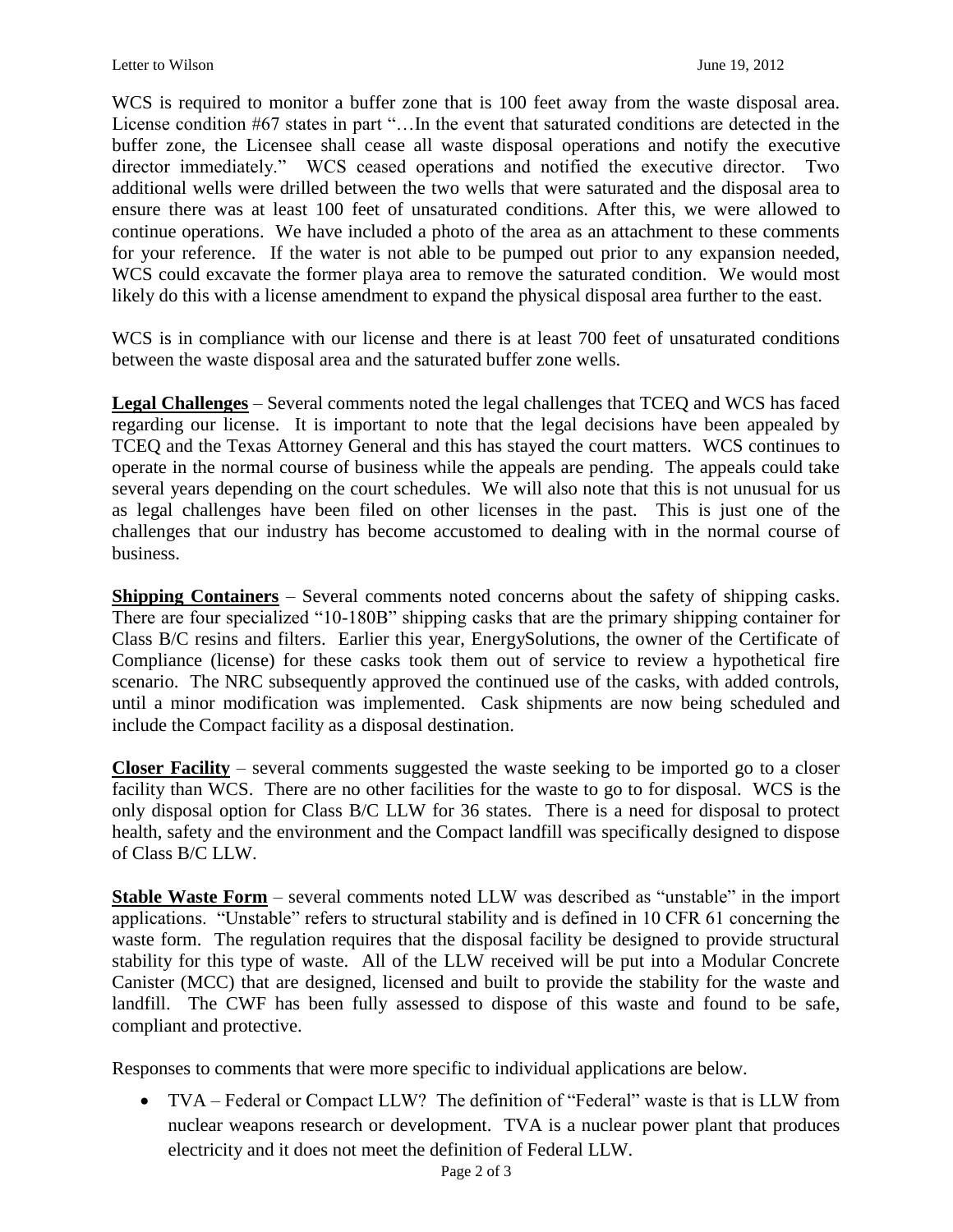WCS is required to monitor a buffer zone that is 100 feet away from the waste disposal area. License condition #67 states in part "…In the event that saturated conditions are detected in the buffer zone, the Licensee shall cease all waste disposal operations and notify the executive director immediately." WCS ceased operations and notified the executive director. Two additional wells were drilled between the two wells that were saturated and the disposal area to ensure there was at least 100 feet of unsaturated conditions. After this, we were allowed to continue operations. We have included a photo of the area as an attachment to these comments for your reference. If the water is not able to be pumped out prior to any expansion needed, WCS could excavate the former playa area to remove the saturated condition. We would most likely do this with a license amendment to expand the physical disposal area further to the east.

WCS is in compliance with our license and there is at least 700 feet of unsaturated conditions between the waste disposal area and the saturated buffer zone wells.

**Legal Challenges** – Several comments noted the legal challenges that TCEQ and WCS has faced regarding our license. It is important to note that the legal decisions have been appealed by TCEQ and the Texas Attorney General and this has stayed the court matters. WCS continues to operate in the normal course of business while the appeals are pending. The appeals could take several years depending on the court schedules. We will also note that this is not unusual for us as legal challenges have been filed on other licenses in the past. This is just one of the challenges that our industry has become accustomed to dealing with in the normal course of business.

**Shipping Containers** – Several comments noted concerns about the safety of shipping casks. There are four specialized "10-180B" shipping casks that are the primary shipping container for Class B/C resins and filters. Earlier this year, EnergySolutions, the owner of the Certificate of Compliance (license) for these casks took them out of service to review a hypothetical fire scenario. The NRC subsequently approved the continued use of the casks, with added controls, until a minor modification was implemented. Cask shipments are now being scheduled and include the Compact facility as a disposal destination.

**Closer Facility** – several comments suggested the waste seeking to be imported go to a closer facility than WCS. There are no other facilities for the waste to go to for disposal. WCS is the only disposal option for Class B/C LLW for 36 states. There is a need for disposal to protect health, safety and the environment and the Compact landfill was specifically designed to dispose of Class B/C LLW.

**Stable Waste Form** – several comments noted LLW was described as "unstable" in the import applications. "Unstable" refers to structural stability and is defined in 10 CFR 61 concerning the waste form. The regulation requires that the disposal facility be designed to provide structural stability for this type of waste. All of the LLW received will be put into a Modular Concrete Canister (MCC) that are designed, licensed and built to provide the stability for the waste and landfill. The CWF has been fully assessed to dispose of this waste and found to be safe, compliant and protective.

Responses to comments that were more specific to individual applications are below.

- TVA – Federal or Compact LLW? The definition of "Federal" waste is that is LLW from nuclear weapons research or development. TVA is a nuclear power plant that produces electricity and it does not meet the definition of Federal LLW.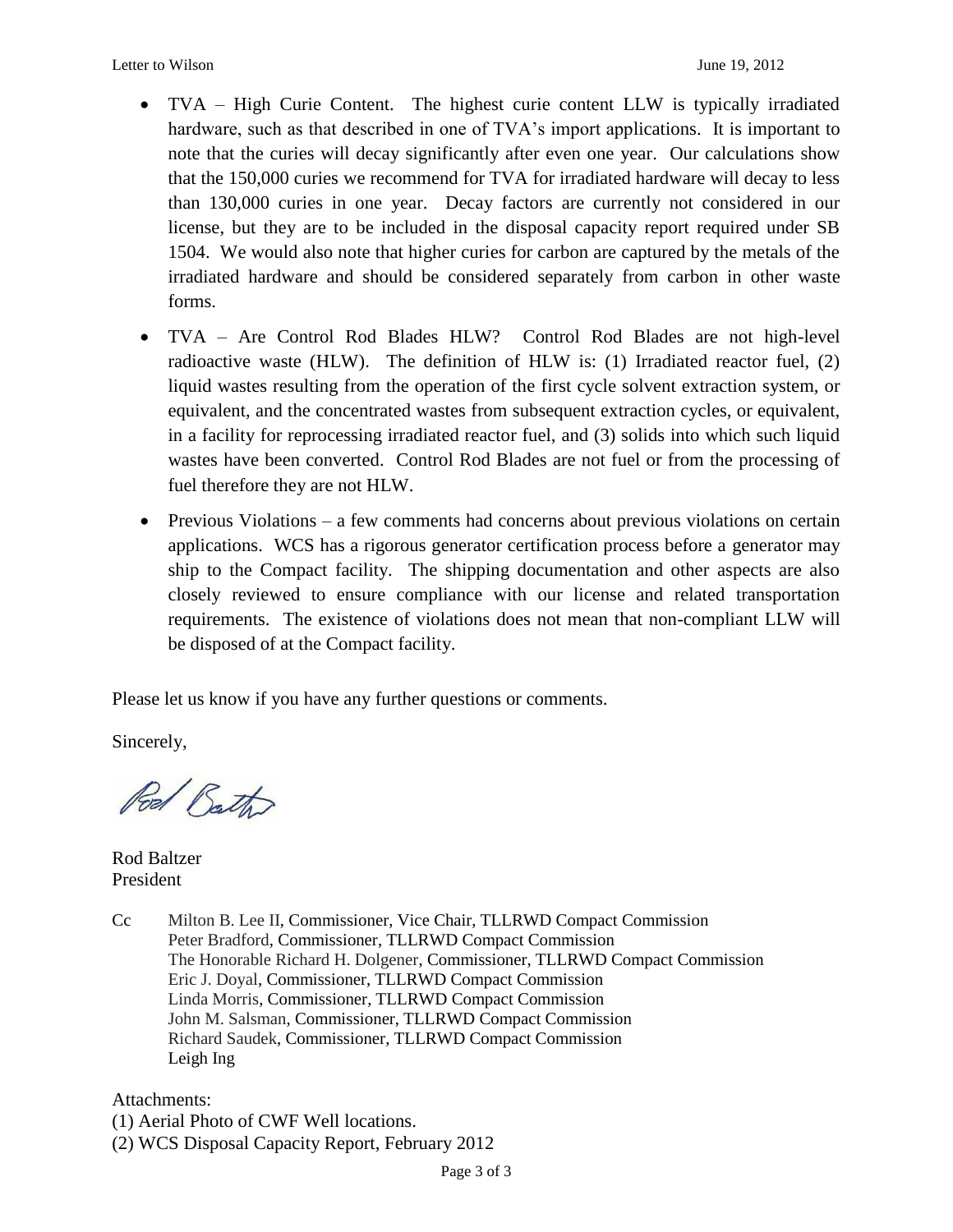- TVA – High Curie Content. The highest curie content LLW is typically irradiated hardware, such as that described in one of TVA's import applications. It is important to note that the curies will decay significantly after even one year. Our calculations show that the 150,000 curies we recommend for TVA for irradiated hardware will decay to less than 130,000 curies in one year. Decay factors are currently not considered in our license, but they are to be included in the disposal capacity report required under SB 1504. We would also note that higher curies for carbon are captured by the metals of the irradiated hardware and should be considered separately from carbon in other waste forms.

- TVA – Are Control Rod Blades HLW? Control Rod Blades are not high-level radioactive waste (HLW). The definition of HLW is: (1) Irradiated reactor fuel, (2) liquid wastes resulting from the operation of the first cycle solvent extraction system, or equivalent, and the concentrated wastes from subsequent extraction cycles, or equivalent, in a facility for reprocessing irradiated reactor fuel, and (3) solids into which such liquid wastes have been converted. Control Rod Blades are not fuel or from the processing of fuel therefore they are not HLW.

- Previous Violations – a few comments had concerns about previous violations on certain applications. WCS has a rigorous generator certification process before a generator may ship to the Compact facility. The shipping documentation and other aspects are also closely reviewed to ensure compliance with our license and related transportation requirements. The existence of violations does not mean that non-compliant LLW will be disposed of at the Compact facility.

Please let us know if you have any further questions or comments.

Sincerely,

Rod Baltzer
President

Cc Milton B. Lee II, Commissioner, Vice Chair, TLLRWD Compact Commission
Peter Bradford, Commissioner, TLLRWD Compact Commission
The Honorable Richard H. Dolgener, Commissioner, TLLRWD Compact Commission
Eric J. Doyal, Commissioner, TLLRWD Compact Commission
Linda Morris, Commissioner, TLLRWD Compact Commission
John M. Salsman, Commissioner, TLLRWD Compact Commission
Richard Saudek, Commissioner, TLLRWD Compact Commission
Leigh Ing

Attachments:
(1) Aerial Photo of CWF Well locations.
(2) WCS Disposal Capacity Report, February 2012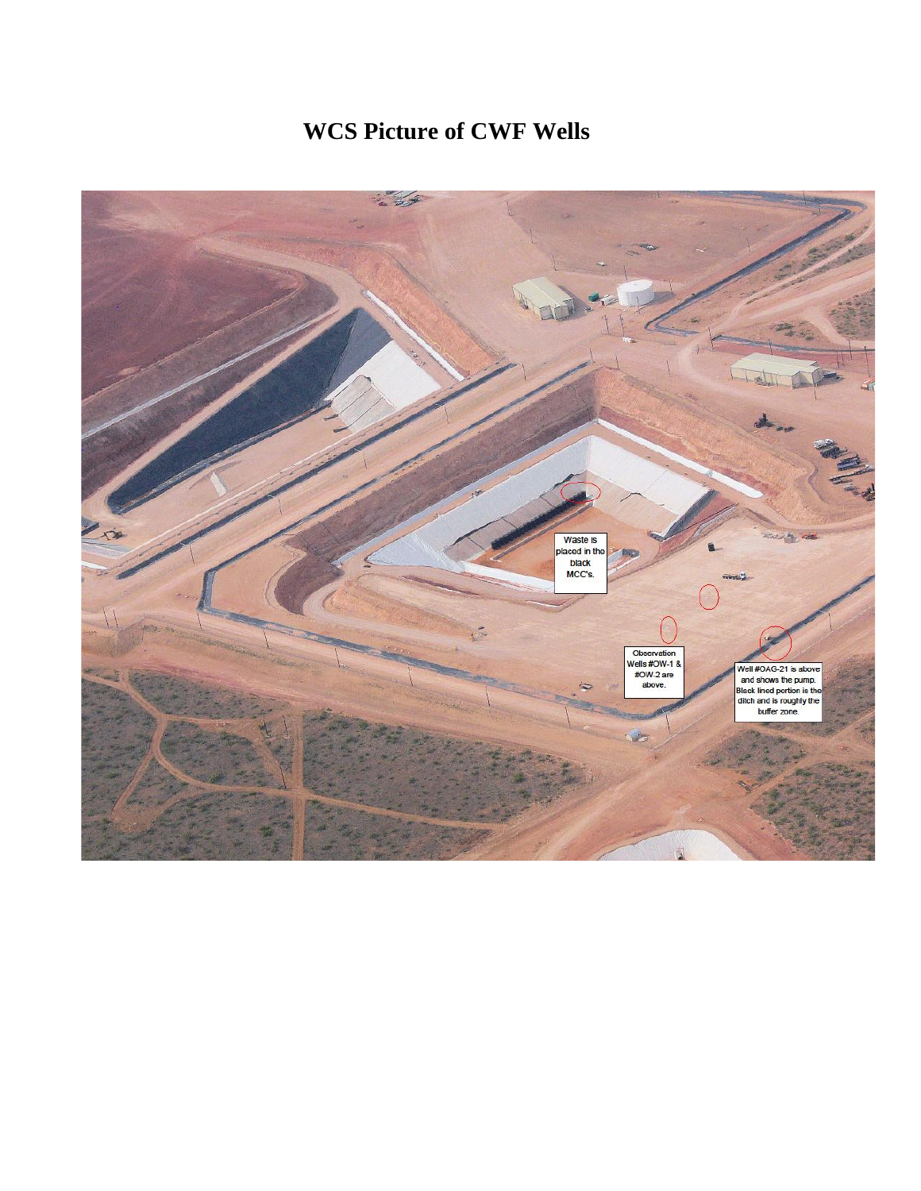# WCS Picture of CWF Wells

Waste is placed in the black MCC's.

Observation Wells #OW-1 & #OW-2 are above.

Well #OAG-21 is above and shows the pump. Black lined portion is the ditch and is roughly the buffer zone.